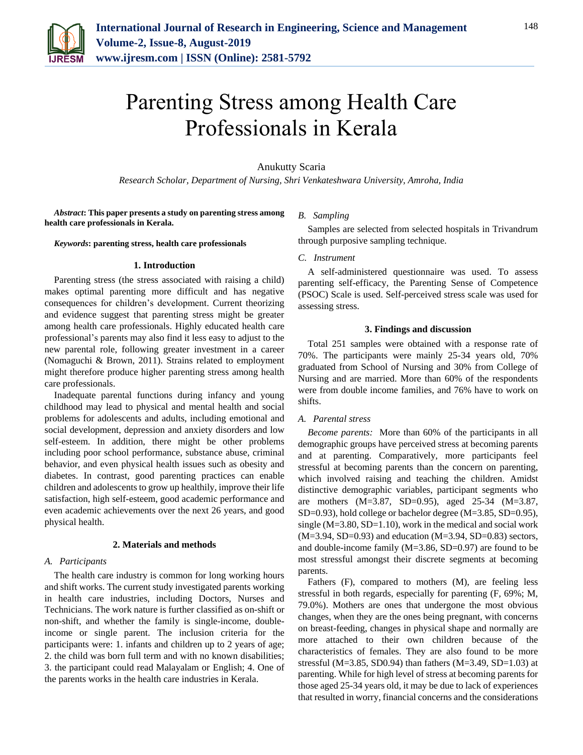# Parenting Stress among Health Care Professionals in Kerala

Anukutty Scaria

*Research Scholar, Department of Nursing, Shri Venkateshwara University, Amroha, India*

***Abstract*: This paper presents a study on parenting stress among health care professionals in Kerala.**

***Keywords*: parenting stress, health care professionals**

## 1. Introduction

Parenting stress (the stress associated with raising a child) makes optimal parenting more difficult and has negative consequences for children's development. Current theorizing and evidence suggest that parenting stress might be greater among health care professionals. Highly educated health care professional's parents may also find it less easy to adjust to the new parental role, following greater investment in a career (Nomaguchi & Brown, 2011). Strains related to employment might therefore produce higher parenting stress among health care professionals.

Inadequate parental functions during infancy and young childhood may lead to physical and mental health and social problems for adolescents and adults, including emotional and social development, depression and anxiety disorders and low self-esteem. In addition, there might be other problems including poor school performance, substance abuse, criminal behavior, and even physical health issues such as obesity and diabetes. In contrast, good parenting practices can enable children and adolescents to grow up healthily, improve their life satisfaction, high self-esteem, good academic performance and even academic achievements over the next 26 years, and good physical health.

## 2. Materials and methods

### *A. Participants*

The health care industry is common for long working hours and shift works. The current study investigated parents working in health care industries, including Doctors, Nurses and Technicians. The work nature is further classified as on-shift or non-shift, and whether the family is single-income, double-income or single parent. The inclusion criteria for the participants were: 1. infants and children up to 2 years of age; 2. the child was born full term and with no known disabilities; 3. the participant could read Malayalam or English; 4. One of the parents works in the health care industries in Kerala.

### *B. Sampling*

Samples are selected from selected hospitals in Trivandrum through purposive sampling technique.

### *C. Instrument*

A self-administered questionnaire was used. To assess parenting self-efficacy, the Parenting Sense of Competence (PSOC) Scale is used. Self-perceived stress scale was used for assessing stress.

## 3. Findings and discussion

Total 251 samples were obtained with a response rate of 70%. The participants were mainly 25-34 years old, 70% graduated from School of Nursing and 30% from College of Nursing and are married. More than 60% of the respondents were from double income families, and 76% have to work on shifts.

### *A. Parental stress*

*Become parents:* More than 60% of the participants in all demographic groups have perceived stress at becoming parents and at parenting. Comparatively, more participants feel stressful at becoming parents than the concern on parenting, which involved raising and teaching the children. Amidst distinctive demographic variables, participant segments who are mothers (M=3.87, SD=0.95), aged 25-34 (M=3.87, SD=0.93), hold college or bachelor degree (M=3.85, SD=0.95), single (M=3.80, SD=1.10), work in the medical and social work (M=3.94, SD=0.93) and education (M=3.94, SD=0.83) sectors, and double-income family (M=3.86, SD=0.97) are found to be most stressful amongst their discrete segments at becoming parents.

Fathers (F), compared to mothers (M), are feeling less stressful in both regards, especially for parenting (F, 69%; M, 79.0%). Mothers are ones that undergone the most obvious changes, when they are the ones being pregnant, with concerns on breast-feeding, changes in physical shape and normally are more attached to their own children because of the characteristics of females. They are also found to be more stressful (M=3.85, SD0.94) than fathers (M=3.49, SD=1.03) at parenting. While for high level of stress at becoming parents for those aged 25-34 years old, it may be due to lack of experiences that resulted in worry, financial concerns and the considerations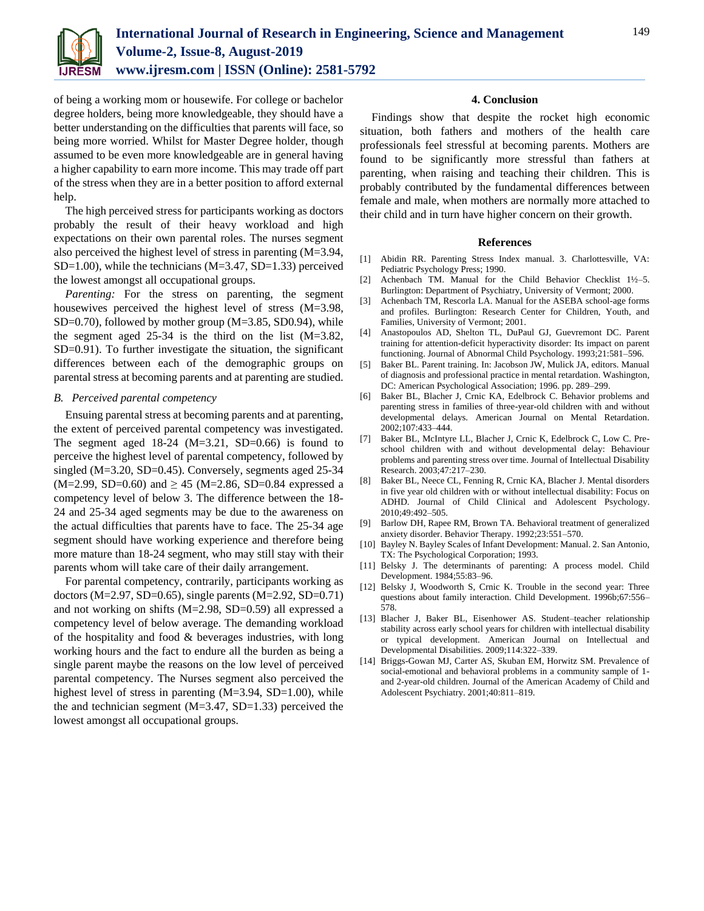of being a working mom or housewife. For college or bachelor degree holders, being more knowledgeable, they should have a better understanding on the difficulties that parents will face, so being more worried. Whilst for Master Degree holder, though assumed to be even more knowledgeable are in general having a higher capability to earn more income. This may trade off part of the stress when they are in a better position to afford external help.

The high perceived stress for participants working as doctors probably the result of their heavy workload and high expectations on their own parental roles. The nurses segment also perceived the highest level of stress in parenting (M=3.94, SD=1.00), while the technicians (M=3.47, SD=1.33) perceived the lowest amongst all occupational groups.

*Parenting:* For the stress on parenting, the segment housewives perceived the highest level of stress (M=3.98, SD=0.70), followed by mother group (M=3.85, SD0.94), while the segment aged 25-34 is the third on the list (M=3.82, SD=0.91). To further investigate the situation, the significant differences between each of the demographic groups on parental stress at becoming parents and at parenting are studied.

### *B. Perceived parental competency*

Ensuing parental stress at becoming parents and at parenting, the extent of perceived parental competency was investigated. The segment aged 18-24 (M=3.21, SD=0.66) is found to perceive the highest level of parental competency, followed by singled (M=3.20, SD=0.45). Conversely, segments aged 25-34 (M=2.99, SD=0.60) and ≥ 45 (M=2.86, SD=0.84 expressed a competency level of below 3. The difference between the 18-24 and 25-34 aged segments may be due to the awareness on the actual difficulties that parents have to face. The 25-34 age segment should have working experience and therefore being more mature than 18-24 segment, who may still stay with their parents whom will take care of their daily arrangement.

For parental competency, contrarily, participants working as doctors (M=2.97, SD=0.65), single parents (M=2.92, SD=0.71) and not working on shifts (M=2.98, SD=0.59) all expressed a competency level of below average. The demanding workload of the hospitality and food & beverages industries, with long working hours and the fact to endure all the burden as being a single parent maybe the reasons on the low level of perceived parental competency. The Nurses segment also perceived the highest level of stress in parenting (M=3.94, SD=1.00), while the and technician segment (M=3.47, SD=1.33) perceived the lowest amongst all occupational groups.

## 4. Conclusion

Findings show that despite the rocket high economic situation, both fathers and mothers of the health care professionals feel stressful at becoming parents. Mothers are found to be significantly more stressful than fathers at parenting, when raising and teaching their children. This is probably contributed by the fundamental differences between female and male, when mothers are normally more attached to their child and in turn have higher concern on their growth.

## References

[1] Abidin RR. Parenting Stress Index manual. 3. Charlottesville, VA: Pediatric Psychology Press; 1990.

[2] Achenbach TM. Manual for the Child Behavior Checklist 1½–5. Burlington: Department of Psychiatry, University of Vermont; 2000.

[3] Achenbach TM, Rescorla LA. Manual for the ASEBA school-age forms and profiles. Burlington: Research Center for Children, Youth, and Families, University of Vermont; 2001.

[4] Anastopoulos AD, Shelton TL, DuPaul GJ, Guevremont DC. Parent training for attention-deficit hyperactivity disorder: Its impact on parent functioning. Journal of Abnormal Child Psychology. 1993;21:581–596.

[5] Baker BL. Parent training. In: Jacobson JW, Mulick JA, editors. Manual of diagnosis and professional practice in mental retardation. Washington, DC: American Psychological Association; 1996. pp. 289–299.

[6] Baker BL, Blacher J, Crnic KA, Edelbrock C. Behavior problems and parenting stress in families of three-year-old children with and without developmental delays. American Journal on Mental Retardation. 2002;107:433–444.

[7] Baker BL, McIntyre LL, Blacher J, Crnic K, Edelbrock C, Low C. Pre-school children with and without developmental delay: Behaviour problems and parenting stress over time. Journal of Intellectual Disability Research. 2003;47:217–230.

[8] Baker BL, Neece CL, Fenning R, Crnic KA, Blacher J. Mental disorders in five year old children with or without intellectual disability: Focus on ADHD. Journal of Child Clinical and Adolescent Psychology. 2010;49:492–505.

[9] Barlow DH, Rapee RM, Brown TA. Behavioral treatment of generalized anxiety disorder. Behavior Therapy. 1992;23:551–570.

[10] Bayley N. Bayley Scales of Infant Development: Manual. 2. San Antonio, TX: The Psychological Corporation; 1993.

[11] Belsky J. The determinants of parenting: A process model. Child Development. 1984;55:83–96.

[12] Belsky J, Woodworth S, Crnic K. Trouble in the second year: Three questions about family interaction. Child Development. 1996b;67:556–578.

[13] Blacher J, Baker BL, Eisenhower AS. Student–teacher relationship stability across early school years for children with intellectual disability or typical development. American Journal on Intellectual and Developmental Disabilities. 2009;114:322–339.

[14] Briggs-Gowan MJ, Carter AS, Skuban EM, Horwitz SM. Prevalence of social-emotional and behavioral problems in a community sample of 1- and 2-year-old children. Journal of the American Academy of Child and Adolescent Psychiatry. 2001;40:811–819.